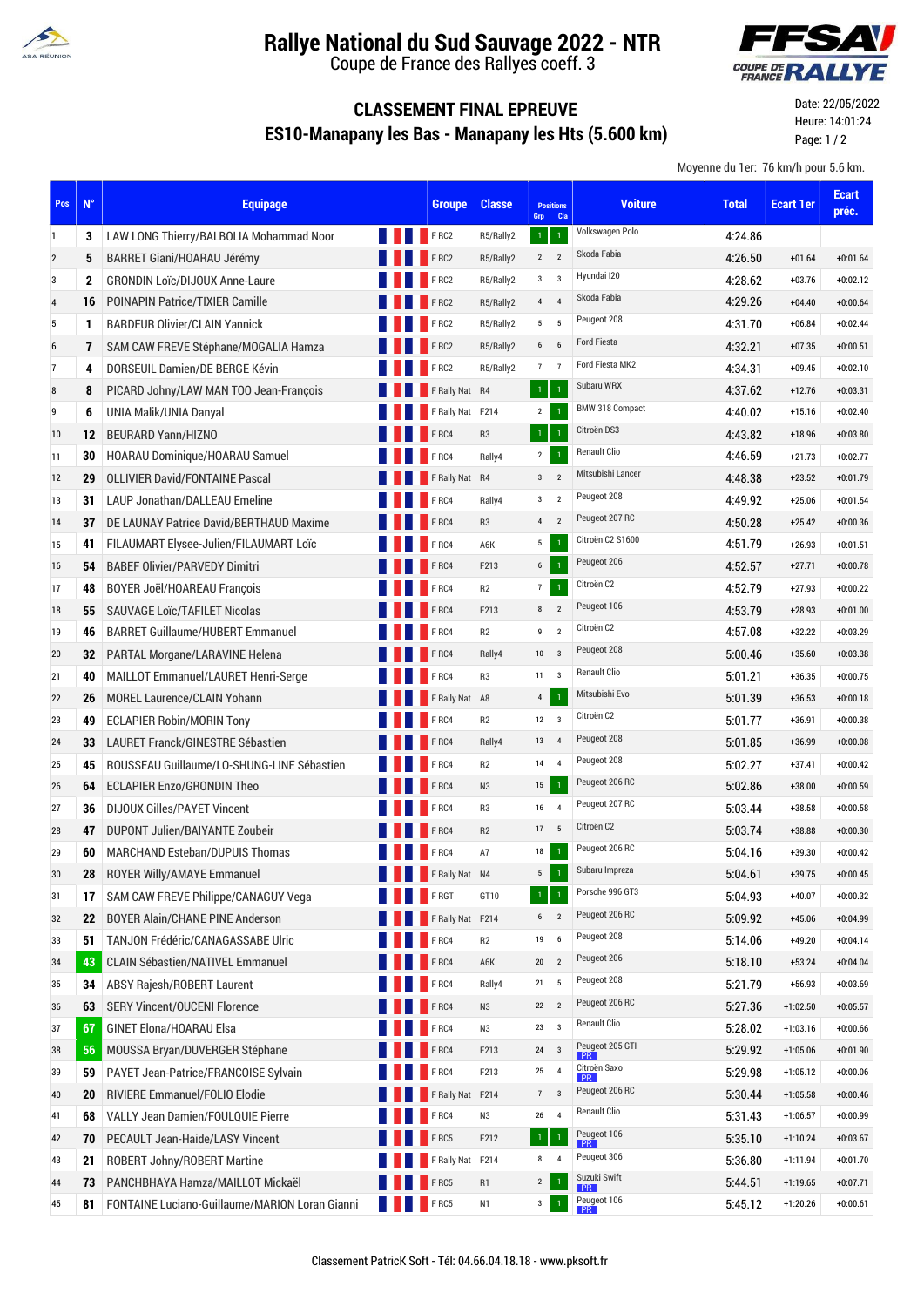# Rallye National du Sud Sauvage 2022 - NTR

Coupe de France des Rallyes coeff. 3

## CLASSEMENT FINAL EPREUVE

## ES10-Manapany les Bas - Manapany les Hts (5.600 km)

Date: 22/05/2022
Heure: 14:01:24

Moyenne du 1er: 76 km/h pour 5.6 km.

| Pos | N° | Equipage | Groupe | Classe | Positions Grp | Positions Cla | Voiture | Total | Ecart 1er | Ecart préc. |
|---|---|---|---|---|---|---|---|---|---|---|
| 1 | 3 | LAW LONG Thierry/BALBOLIA Mohammad Noor | F RC2 | R5/Rally2 | 1 | 1 | Volkswagen Polo | 4:24.86 | | |
| 2 | 5 | BARRET Giani/HOARAU Jérémy | F RC2 | R5/Rally2 | 2 | 2 | Skoda Fabia | 4:26.50 | +01.64 | +0:01.64 |
| 3 | 2 | GRONDIN Loïc/DIJOUX Anne-Laure | F RC2 | R5/Rally2 | 3 | 3 | Hyundai I20 | 4:28.62 | +03.76 | +0:02.12 |
| 4 | 16 | POINAPIN Patrice/TIXIER Camille | F RC2 | R5/Rally2 | 4 | 4 | Skoda Fabia | 4:29.26 | +04.40 | +0:00.64 |
| 5 | 1 | BARDEUR Olivier/CLAIN Yannick | F RC2 | R5/Rally2 | 5 | 5 | Peugeot 208 | 4:31.70 | +06.84 | +0:02.44 |
| 6 | 7 | SAM CAW FREVE Stéphane/MOGALIA Hamza | F RC2 | R5/Rally2 | 6 | 6 | Ford Fiesta | 4:32.21 | +07.35 | +0:00.51 |
| 7 | 4 | DORSEUIL Damien/DE BERGE Kévin | F RC2 | R5/Rally2 | 7 | 7 | Ford Fiesta MK2 | 4:34.31 | +09.45 | +0:02.10 |
| 8 | 8 | PICARD Johny/LAW MAN TOO Jean-François | F Rally Nat | R4 | 1 | 1 | Subaru WRX | 4:37.62 | +12.76 | +0:03.31 |
| 9 | 6 | UNIA Malik/UNIA Danyal | F Rally Nat | F214 | 2 | 1 | BMW 318 Compact | 4:40.02 | +15.16 | +0:02.40 |
| 10 | 12 | BEURARD Yann/HIZNO | F RC4 | R3 | 1 | 1 | Citroën DS3 | 4:43.82 | +18.96 | +0:03.80 |
| 11 | 30 | HOARAU Dominique/HOARAU Samuel | F RC4 | Rally4 | 2 | 1 | Renault Clio | 4:46.59 | +21.73 | +0:02.77 |
| 12 | 29 | OLLIVIER David/FONTAINE Pascal | F Rally Nat | R4 | 3 | 2 | Mitsubishi Lancer | 4:48.38 | +23.52 | +0:01.79 |
| 13 | 31 | LAUP Jonathan/DALLEAU Emeline | F RC4 | Rally4 | 3 | 2 | Peugeot 208 | 4:49.92 | +25.06 | +0:01.54 |
| 14 | 37 | DE LAUNAY Patrice David/BERTHAUD Maxime | F RC4 | R3 | 4 | 2 | Peugeot 207 RC | 4:50.28 | +25.42 | +0:00.36 |
| 15 | 41 | FILAUMART Elysee-Julien/FILAUMART Loïc | F RC4 | A6K | 5 | 1 | Citroën C2 S1600 | 4:51.79 | +26.93 | +0:01.51 |
| 16 | 54 | BABEF Olivier/PARVEDY Dimitri | F RC4 | F213 | 6 | 1 | Peugeot 206 | 4:52.57 | +27.71 | +0:00.78 |
| 17 | 48 | BOYER Joël/HOAREAU François | F RC4 | R2 | 7 | 1 | Citroën C2 | 4:52.79 | +27.93 | +0:00.22 |
| 18 | 55 | SAUVAGE Loïc/TAFILET Nicolas | F RC4 | F213 | 8 | 2 | Peugeot 106 | 4:53.79 | +28.93 | +0:01.00 |
| 19 | 46 | BARRET Guillaume/HUBERT Emmanuel | F RC4 | R2 | 9 | 2 | Citroën C2 | 4:57.08 | +32.22 | +0:03.29 |
| 20 | 32 | PARTAL Morgane/LARAVINE Helena | F RC4 | Rally4 | 10 | 3 | Peugeot 208 | 5:00.46 | +35.60 | +0:03.38 |
| 21 | 40 | MAILLOT Emmanuel/LAURET Henri-Serge | F RC4 | R3 | 11 | 3 | Renault Clio | 5:01.21 | +36.35 | +0:00.75 |
| 22 | 26 | MOREL Laurence/CLAIN Yohann | F Rally Nat | A8 | 4 | 1 | Mitsubishi Evo | 5:01.39 | +36.53 | +0:00.18 |
| 23 | 49 | ECLAPIER Robin/MORIN Tony | F RC4 | R2 | 12 | 3 | Citroën C2 | 5:01.77 | +36.91 | +0:00.38 |
| 24 | 33 | LAURET Franck/GINESTRE Sébastien | F RC4 | Rally4 | 13 | 4 | Peugeot 208 | 5:01.85 | +36.99 | +0:00.08 |
| 25 | 45 | ROUSSEAU Guillaume/LO-SHUNG-LINE Sébastien | F RC4 | R2 | 14 | 4 | Peugeot 208 | 5:02.27 | +37.41 | +0:00.42 |
| 26 | 64 | ECLAPIER Enzo/GRONDIN Theo | F RC4 | N3 | 15 | 1 | Peugeot 206 RC | 5:02.86 | +38.00 | +0:00.59 |
| 27 | 36 | DIJOUX Gilles/PAYET Vincent | F RC4 | R3 | 16 | 4 | Peugeot 207 RC | 5:03.44 | +38.58 | +0:00.58 |
| 28 | 47 | DUPONT Julien/BAIYANTE Zoubeir | F RC4 | R2 | 17 | 5 | Citroën C2 | 5:03.74 | +38.88 | +0:00.30 |
| 29 | 60 | MARCHAND Esteban/DUPUIS Thomas | F RC4 | A7 | 18 | 1 | Peugeot 206 RC | 5:04.16 | +39.30 | +0:00.42 |
| 30 | 28 | ROYER Willy/AMAYE Emmanuel | F Rally Nat | N4 | 5 | 1 | Subaru Impreza | 5:04.61 | +39.75 | +0:00.45 |
| 31 | 17 | SAM CAW FREVE Philippe/CANAGUY Vega | F RGT | GT10 | 1 | 1 | Porsche 996 GT3 | 5:04.93 | +40.07 | +0:00.32 |
| 32 | 22 | BOYER Alain/CHANE PINE Anderson | F Rally Nat | F214 | 6 | 2 | Peugeot 206 RC | 5:09.92 | +45.06 | +0:04.99 |
| 33 | 51 | TANJON Frédéric/CANAGASSABE Ulric | F RC4 | R2 | 19 | 6 | Peugeot 208 | 5:14.06 | +49.20 | +0:04.14 |
| 34 | 43 | CLAIN Sébastien/NATIVEL Emmanuel | F RC4 | A6K | 20 | 2 | Peugeot 206 | 5:18.10 | +53.24 | +0:04.04 |
| 35 | 34 | ABSY Rajesh/ROBERT Laurent | F RC4 | Rally4 | 21 | 5 | Peugeot 208 | 5:21.79 | +56.93 | +0:03.69 |
| 36 | 63 | SERY Vincent/OUCENI Florence | F RC4 | N3 | 22 | 2 | Peugeot 206 RC | 5:27.36 | +1:02.50 | +0:05.57 |
| 37 | 67 | GINET Elona/HOARAU Elsa | F RC4 | N3 | 23 | 3 | Renault Clio | 5:28.02 | +1:03.16 | +0:00.66 |
| 38 | 56 | MOUSSA Bryan/DUVERGER Stéphane | F RC4 | F213 | 24 | 3 | Peugeot 205 GTI PR | 5:29.92 | +1:05.06 | +0:01.90 |
| 39 | 59 | PAYET Jean-Patrice/FRANCOISE Sylvain | F RC4 | F213 | 25 | 4 | Citroën Saxo PR | 5:29.98 | +1:05.12 | +0:00.06 |
| 40 | 20 | RIVIERE Emmanuel/FOLIO Elodie | F Rally Nat | F214 | 7 | 3 | Peugeot 206 RC | 5:30.44 | +1:05.58 | +0:00.46 |
| 41 | 68 | VALLY Jean Damien/FOULQUIE Pierre | F RC4 | N3 | 26 | 4 | Renault Clio | 5:31.43 | +1:06.57 | +0:00.99 |
| 42 | 70 | PECAULT Jean-Haide/LASY Vincent | F RC5 | F212 | 1 | 1 | Peugeot 106 PR | 5:35.10 | +1:10.24 | +0:03.67 |
| 43 | 21 | ROBERT Johny/ROBERT Martine | F Rally Nat | F214 | 8 | 4 | Peugeot 306 | 5:36.80 | +1:11.94 | +0:01.70 |
| 44 | 73 | PANCHBHAYA Hamza/MAILLOT Mickaël | F RC5 | R1 | 2 | 1 | Suzuki Swift PR | 5:44.51 | +1:19.65 | +0:07.71 |
| 45 | 81 | FONTAINE Luciano-Guillaume/MARION Loran Gianni | F RC5 | N1 | 3 | 1 | Peugeot 106 PR | 5:45.12 | +1:20.26 | +0:00.61 |

Classement PatricK Soft - Tél: 04.66.04.18.18 - www.pksoft.fr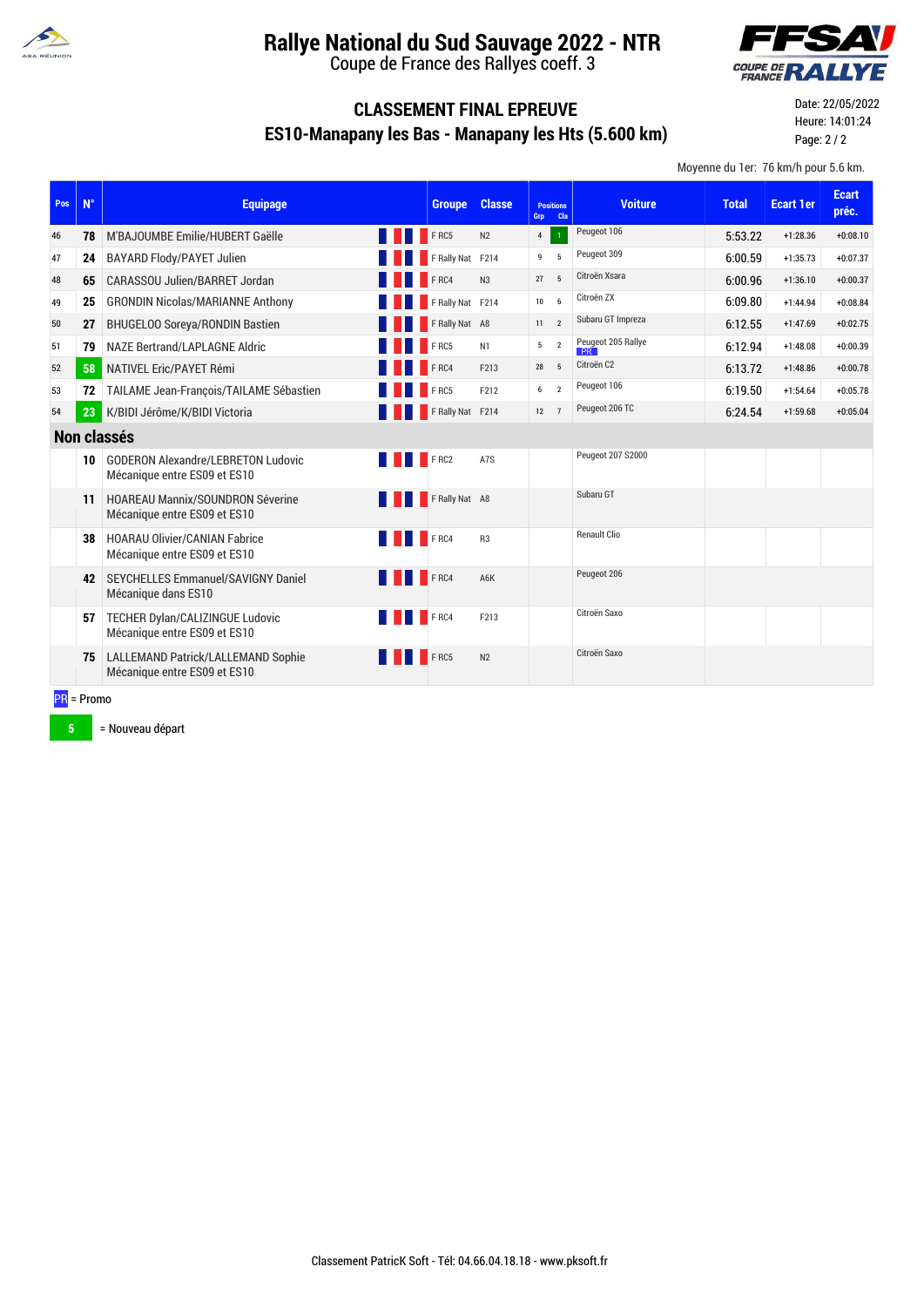# Rallye National du Sud Sauvage 2022 - NTR

Coupe de France des Rallyes coeff. 3

## CLASSEMENT FINAL EPREUVE

## ES10-Manapany les Bas - Manapany les Hts (5.600 km)

Date: 22/05/2022
Heure: 14:01:24
Page: 2 / 2

Moyenne du 1er: 76 km/h pour 5.6 km.

| Pos | N° | Equipage | Groupe | Classe | Positions Grp | Positions Cla | Voiture | Total | Ecart 1er | Ecart préc. |
|---|---|---|---|---|---|---|---|---|---|---|
| 46 | 78 | M'BAJOUMBE Emilie/HUBERT Gaëlle | F RC5 | N2 | 4 | 1 | Peugeot 106 | 5:53.22 | +1:28.36 | +0:08.10 |
| 47 | 24 | BAYARD Flody/PAYET Julien | F Rally Nat | F214 | 9 | 5 | Peugeot 309 | 6:00.59 | +1:35.73 | +0:07.37 |
| 48 | 65 | CARASSOU Julien/BARRET Jordan | F RC4 | N3 | 27 | 5 | Citroën Xsara | 6:00.96 | +1:36.10 | +0:00.37 |
| 49 | 25 | GRONDIN Nicolas/MARIANNE Anthony | F Rally Nat | F214 | 10 | 6 | Citroën ZX | 6:09.80 | +1:44.94 | +0:08.84 |
| 50 | 27 | BHUGELOO Soreya/RONDIN Bastien | F Rally Nat | A8 | 11 | 2 | Subaru GT Impreza | 6:12.55 | +1:47.69 | +0:02.75 |
| 51 | 79 | NAZE Bertrand/LAPLAGNE Aldric | F RC5 | N1 | 5 | 2 | Peugeot 205 Rallye PR | 6:12.94 | +1:48.08 | +0:00.39 |
| 52 | 58 | NATIVEL Eric/PAYET Rémi | F RC4 | F213 | 28 | 5 | Citroën C2 | 6:13.72 | +1:48.86 | +0:00.78 |
| 53 | 72 | TAILAME Jean-François/TAILAME Sébastien | F RC5 | F212 | 6 | 2 | Peugeot 106 | 6:19.50 | +1:54.64 | +0:05.78 |
| 54 | 23 | K/BIDI Jérôme/K/BIDI Victoria | F Rally Nat | F214 | 12 | 7 | Peugeot 206 TC | 6:24.54 | +1:59.68 | +0:05.04 |

### Non classés

| Pos | N° | Equipage | Groupe | Classe | Positions Grp | Positions Cla | Voiture | Total | Ecart 1er | Ecart préc. |
|---|---|---|---|---|---|---|---|---|---|---|
| | 10 | GODERON Alexandre/LEBRETON Ludovic<br>Mécanique entre ES09 et ES10 | F RC2 | A7S | | | Peugeot 207 S2000 | | | |
| | 11 | HOAREAU Mannix/SOUNDRON Séverine<br>Mécanique entre ES09 et ES10 | F Rally Nat | A8 | | | Subaru GT | | | |
| | 38 | HOARAU Olivier/CANIAN Fabrice<br>Mécanique entre ES09 et ES10 | F RC4 | R3 | | | Renault Clio | | | |
| | 42 | SEYCHELLES Emmanuel/SAVIGNY Daniel<br>Mécanique dans ES10 | F RC4 | A6K | | | Peugeot 206 | | | |
| | 57 | TECHER Dylan/CALIZINGUE Ludovic<br>Mécanique entre ES09 et ES10 | F RC4 | F213 | | | Citroën Saxo | | | |
| | 75 | LALLEMAND Patrick/LALLEMAND Sophie<br>Mécanique entre ES09 et ES10 | F RC5 | N2 | | | Citroën Saxo | | | |

PR = Promo

5 = Nouveau départ

Classement PatricK Soft - Tél: 04.66.04.18.18 - www.pksoft.fr